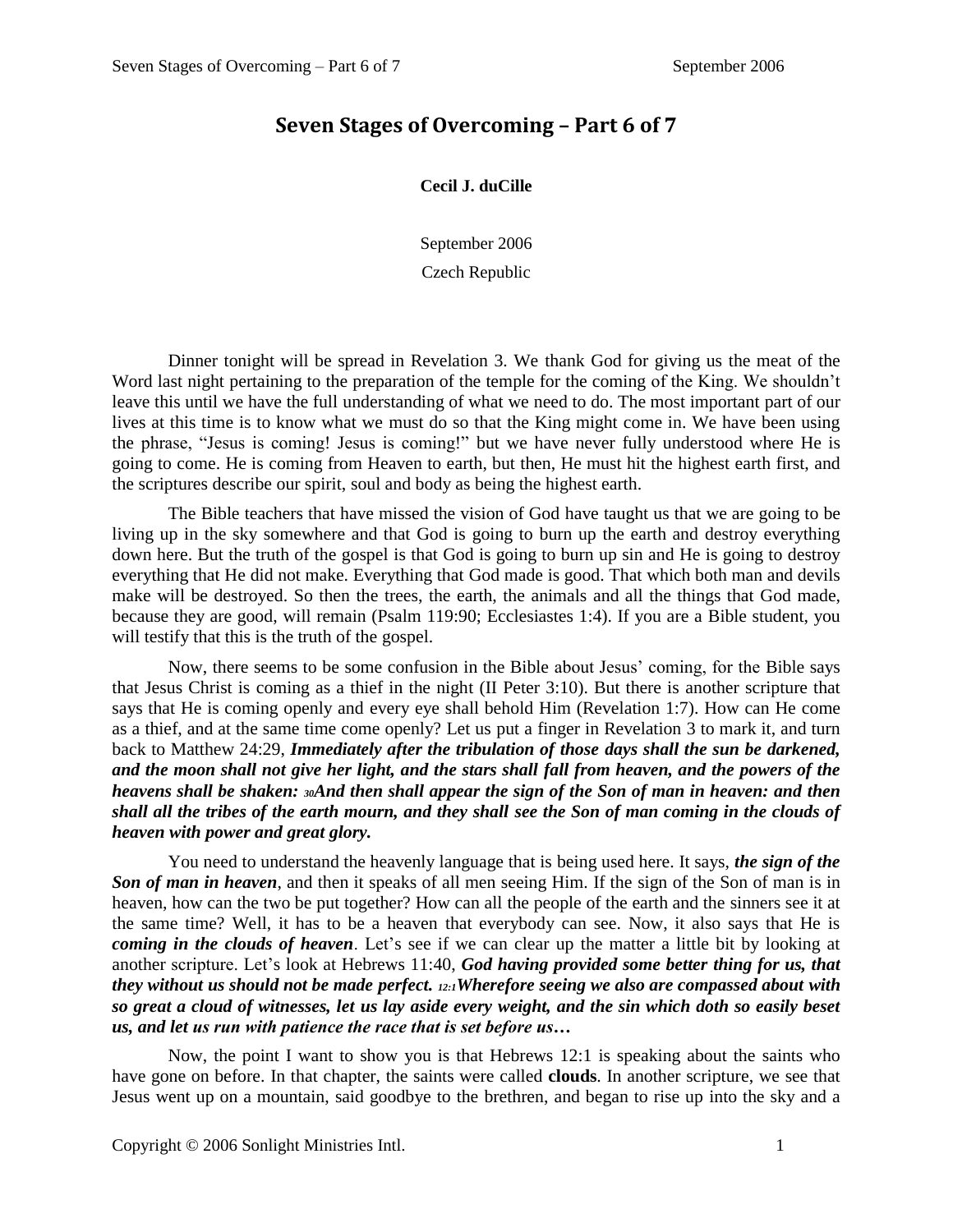# Seven Stages of Overcoming – Part 6 of 7

**Cecil J. duCille**

September 2006

Czech Republic

Dinner tonight will be spread in Revelation 3. We thank God for giving us the meat of the Word last night pertaining to the preparation of the temple for the coming of the King. We shouldn't leave this until we have the full understanding of what we need to do. The most important part of our lives at this time is to know what we must do so that the King might come in. We have been using the phrase, "Jesus is coming! Jesus is coming!" but we have never fully understood where He is going to come. He is coming from Heaven to earth, but then, He must hit the highest earth first, and the scriptures describe our spirit, soul and body as being the highest earth.

The Bible teachers that have missed the vision of God have taught us that we are going to be living up in the sky somewhere and that God is going to burn up the earth and destroy everything down here. But the truth of the gospel is that God is going to burn up sin and He is going to destroy everything that He did not make. Everything that God made is good. That which both man and devils make will be destroyed. So then the trees, the earth, the animals and all the things that God made, because they are good, will remain (Psalm 119:90; Ecclesiastes 1:4). If you are a Bible student, you will testify that this is the truth of the gospel.

Now, there seems to be some confusion in the Bible about Jesus' coming, for the Bible says that Jesus Christ is coming as a thief in the night (II Peter 3:10). But there is another scripture that says that He is coming openly and every eye shall behold Him (Revelation 1:7). How can He come as a thief, and at the same time come openly? Let us put a finger in Revelation 3 to mark it, and turn back to Matthew 24:29, ***Immediately after the tribulation of those days shall the sun be darkened, and the moon shall not give her light, and the stars shall fall from heaven, and the powers of the heavens shall be shaken: 30And then shall appear the sign of the Son of man in heaven: and then shall all the tribes of the earth mourn, and they shall see the Son of man coming in the clouds of heaven with power and great glory.***

You need to understand the heavenly language that is being used here. It says, ***the sign of the Son of man in heaven***, and then it speaks of all men seeing Him. If the sign of the Son of man is in heaven, how can the two be put together? How can all the people of the earth and the sinners see it at the same time? Well, it has to be a heaven that everybody can see. Now, it also says that He is ***coming in the clouds of heaven***. Let's see if we can clear up the matter a little bit by looking at another scripture. Let's look at Hebrews 11:40, ***God having provided some better thing for us, that they without us should not be made perfect. 12:1Wherefore seeing we also are compassed about with so great a cloud of witnesses, let us lay aside every weight, and the sin which doth so easily beset us, and let us run with patience the race that is set before us…***

Now, the point I want to show you is that Hebrews 12:1 is speaking about the saints who have gone on before. In that chapter, the saints were called **clouds**. In another scripture, we see that Jesus went up on a mountain, said goodbye to the brethren, and began to rise up into the sky and a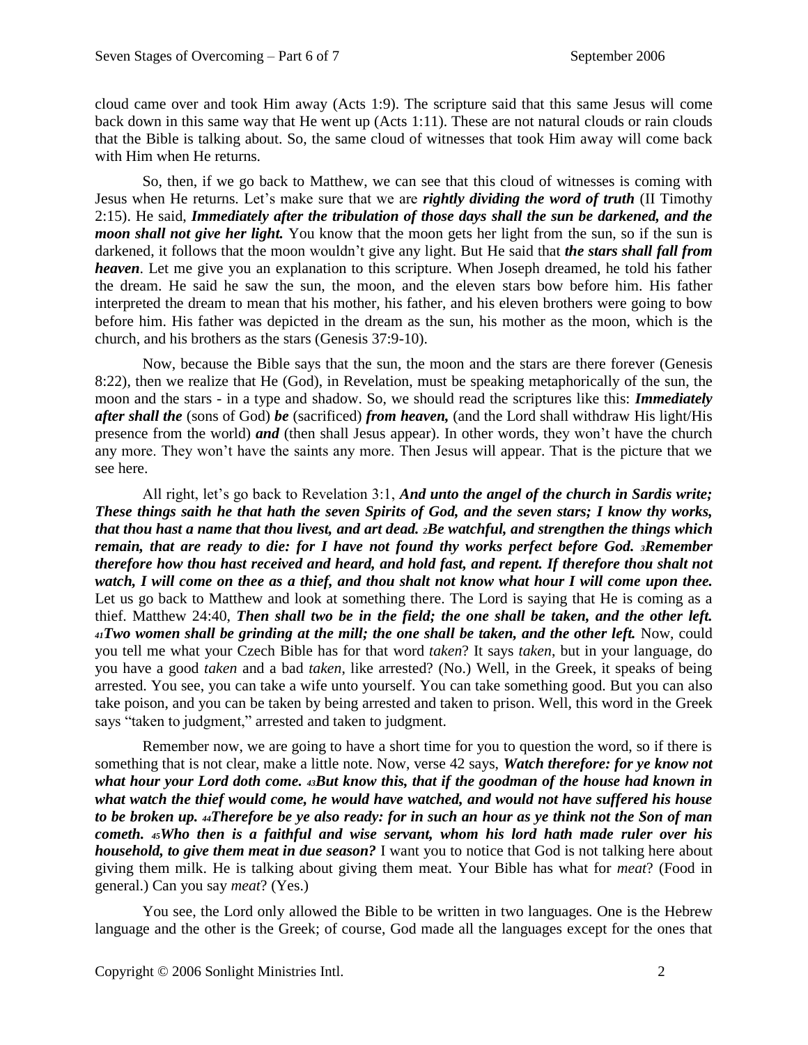cloud came over and took Him away (Acts 1:9). The scripture said that this same Jesus will come back down in this same way that He went up (Acts 1:11). These are not natural clouds or rain clouds that the Bible is talking about. So, the same cloud of witnesses that took Him away will come back with Him when He returns.

So, then, if we go back to Matthew, we can see that this cloud of witnesses is coming with Jesus when He returns. Let's make sure that we are ***rightly dividing the word of truth*** (II Timothy 2:15). He said, ***Immediately after the tribulation of those days shall the sun be darkened, and the moon shall not give her light.*** You know that the moon gets her light from the sun, so if the sun is darkened, it follows that the moon wouldn't give any light. But He said that ***the stars shall fall from heaven***. Let me give you an explanation to this scripture. When Joseph dreamed, he told his father the dream. He said he saw the sun, the moon, and the eleven stars bow before him. His father interpreted the dream to mean that his mother, his father, and his eleven brothers were going to bow before him. His father was depicted in the dream as the sun, his mother as the moon, which is the church, and his brothers as the stars (Genesis 37:9-10).

Now, because the Bible says that the sun, the moon and the stars are there forever (Genesis 8:22), then we realize that He (God), in Revelation, must be speaking metaphorically of the sun, the moon and the stars - in a type and shadow. So, we should read the scriptures like this: ***Immediately after shall the*** (sons of God) ***be*** (sacrificed) ***from heaven,*** (and the Lord shall withdraw His light/His presence from the world) ***and*** (then shall Jesus appear). In other words, they won't have the church any more. They won't have the saints any more. Then Jesus will appear. That is the picture that we see here.

All right, let's go back to Revelation 3:1, ***And unto the angel of the church in Sardis write; These things saith he that hath the seven Spirits of God, and the seven stars; I know thy works, that thou hast a name that thou livest, and art dead. 2Be watchful, and strengthen the things which remain, that are ready to die: for I have not found thy works perfect before God. 3Remember therefore how thou hast received and heard, and hold fast, and repent. If therefore thou shalt not watch, I will come on thee as a thief, and thou shalt not know what hour I will come upon thee.*** Let us go back to Matthew and look at something there. The Lord is saying that He is coming as a thief. Matthew 24:40, ***Then shall two be in the field; the one shall be taken, and the other left. 41Two women shall be grinding at the mill; the one shall be taken, and the other left.*** Now, could you tell me what your Czech Bible has for that word *taken*? It says *taken*, but in your language, do you have a good *taken* and a bad *taken*, like arrested? (No.) Well, in the Greek, it speaks of being arrested. You see, you can take a wife unto yourself. You can take something good. But you can also take poison, and you can be taken by being arrested and taken to prison. Well, this word in the Greek says "taken to judgment," arrested and taken to judgment.

Remember now, we are going to have a short time for you to question the word, so if there is something that is not clear, make a little note. Now, verse 42 says, ***Watch therefore: for ye know not what hour your Lord doth come. 43But know this, that if the goodman of the house had known in what watch the thief would come, he would have watched, and would not have suffered his house to be broken up. 44Therefore be ye also ready: for in such an hour as ye think not the Son of man cometh. 45Who then is a faithful and wise servant, whom his lord hath made ruler over his household, to give them meat in due season?*** I want you to notice that God is not talking here about giving them milk. He is talking about giving them meat. Your Bible has what for *meat*? (Food in general.) Can you say *meat*? (Yes.)

You see, the Lord only allowed the Bible to be written in two languages. One is the Hebrew language and the other is the Greek; of course, God made all the languages except for the ones that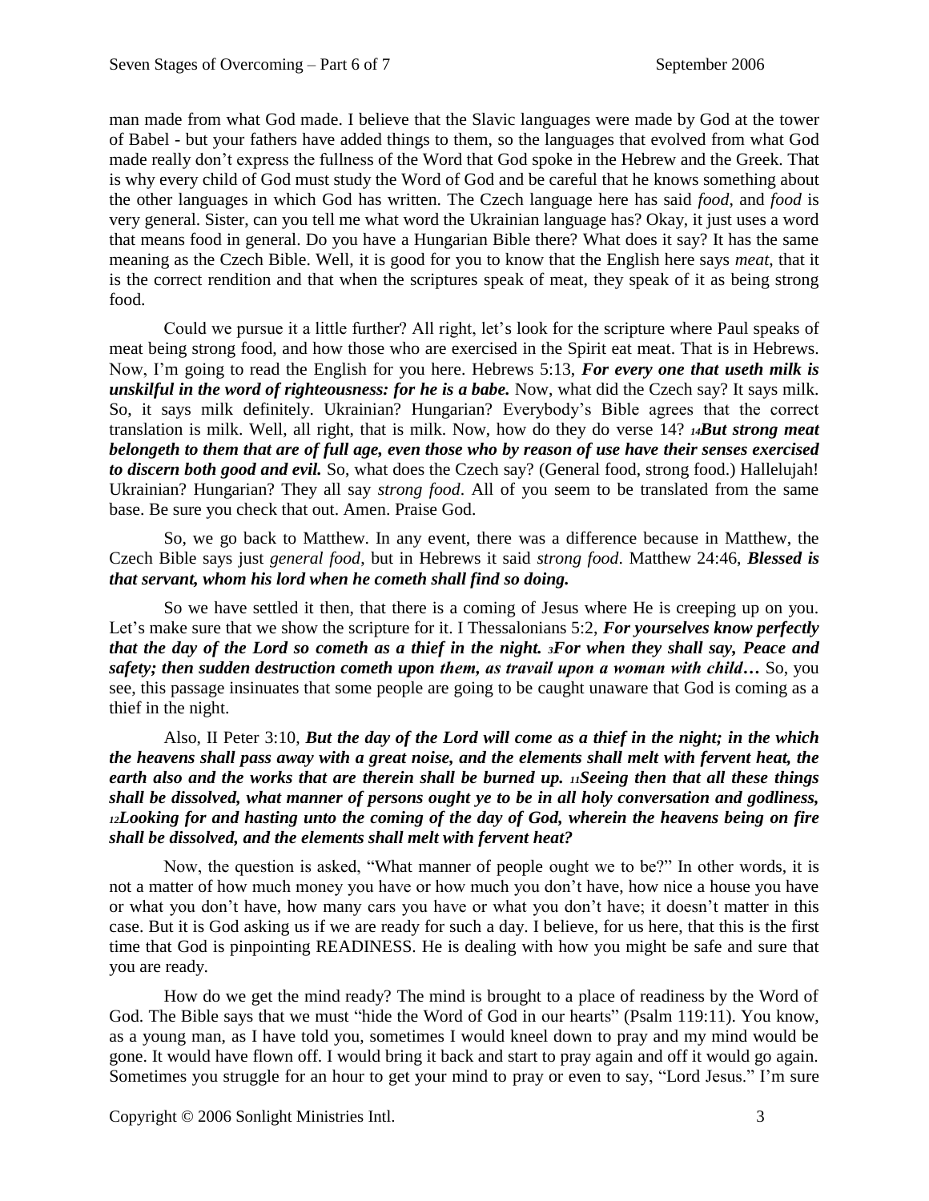man made from what God made. I believe that the Slavic languages were made by God at the tower of Babel - but your fathers have added things to them, so the languages that evolved from what God made really don't express the fullness of the Word that God spoke in the Hebrew and the Greek. That is why every child of God must study the Word of God and be careful that he knows something about the other languages in which God has written. The Czech language here has said *food*, and *food* is very general. Sister, can you tell me what word the Ukrainian language has? Okay, it just uses a word that means food in general. Do you have a Hungarian Bible there? What does it say? It has the same meaning as the Czech Bible. Well, it is good for you to know that the English here says *meat*, that it is the correct rendition and that when the scriptures speak of meat, they speak of it as being strong food.

Could we pursue it a little further? All right, let's look for the scripture where Paul speaks of meat being strong food, and how those who are exercised in the Spirit eat meat. That is in Hebrews. Now, I'm going to read the English for you here. Hebrews 5:13, ***For every one that useth milk is unskilful in the word of righteousness: for he is a babe.*** Now, what did the Czech say? It says milk. So, it says milk definitely. Ukrainian? Hungarian? Everybody's Bible agrees that the correct translation is milk. Well, all right, that is milk. Now, how do they do verse 14? ***14But strong meat belongeth to them that are of full age, even those who by reason of use have their senses exercised to discern both good and evil.*** So, what does the Czech say? (General food, strong food.) Hallelujah! Ukrainian? Hungarian? They all say *strong food*. All of you seem to be translated from the same base. Be sure you check that out. Amen. Praise God.

So, we go back to Matthew. In any event, there was a difference because in Matthew, the Czech Bible says just *general food*, but in Hebrews it said *strong food*. Matthew 24:46, ***Blessed is that servant, whom his lord when he cometh shall find so doing.***

So we have settled it then, that there is a coming of Jesus where He is creeping up on you. Let's make sure that we show the scripture for it. I Thessalonians 5:2, ***For yourselves know perfectly that the day of the Lord so cometh as a thief in the night. 3For when they shall say, Peace and safety; then sudden destruction cometh upon them, as travail upon a woman with child…*** So, you see, this passage insinuates that some people are going to be caught unaware that God is coming as a thief in the night.

Also, II Peter 3:10, ***But the day of the Lord will come as a thief in the night; in the which the heavens shall pass away with a great noise, and the elements shall melt with fervent heat, the earth also and the works that are therein shall be burned up. 11Seeing then that all these things shall be dissolved, what manner of persons ought ye to be in all holy conversation and godliness, 12Looking for and hasting unto the coming of the day of God, wherein the heavens being on fire shall be dissolved, and the elements shall melt with fervent heat?***

Now, the question is asked, "What manner of people ought we to be?" In other words, it is not a matter of how much money you have or how much you don't have, how nice a house you have or what you don't have, how many cars you have or what you don't have; it doesn't matter in this case. But it is God asking us if we are ready for such a day. I believe, for us here, that this is the first time that God is pinpointing READINESS. He is dealing with how you might be safe and sure that you are ready.

How do we get the mind ready? The mind is brought to a place of readiness by the Word of God. The Bible says that we must "hide the Word of God in our hearts" (Psalm 119:11). You know, as a young man, as I have told you, sometimes I would kneel down to pray and my mind would be gone. It would have flown off. I would bring it back and start to pray again and off it would go again. Sometimes you struggle for an hour to get your mind to pray or even to say, "Lord Jesus." I'm sure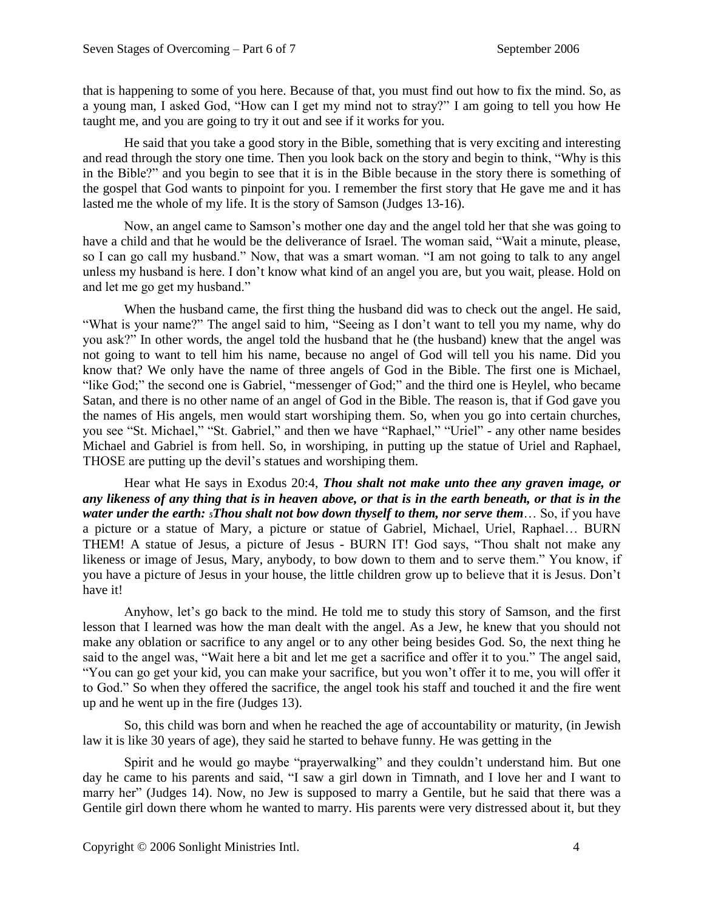that is happening to some of you here. Because of that, you must find out how to fix the mind. So, as a young man, I asked God, "How can I get my mind not to stray?" I am going to tell you how He taught me, and you are going to try it out and see if it works for you.

He said that you take a good story in the Bible, something that is very exciting and interesting and read through the story one time. Then you look back on the story and begin to think, "Why is this in the Bible?" and you begin to see that it is in the Bible because in the story there is something of the gospel that God wants to pinpoint for you. I remember the first story that He gave me and it has lasted me the whole of my life. It is the story of Samson (Judges 13-16).

Now, an angel came to Samson's mother one day and the angel told her that she was going to have a child and that he would be the deliverance of Israel. The woman said, "Wait a minute, please, so I can go call my husband." Now, that was a smart woman. "I am not going to talk to any angel unless my husband is here. I don't know what kind of an angel you are, but you wait, please. Hold on and let me go get my husband."

When the husband came, the first thing the husband did was to check out the angel. He said, "What is your name?" The angel said to him, "Seeing as I don't want to tell you my name, why do you ask?" In other words, the angel told the husband that he (the husband) knew that the angel was not going to want to tell him his name, because no angel of God will tell you his name. Did you know that? We only have the name of three angels of God in the Bible. The first one is Michael, "like God;" the second one is Gabriel, "messenger of God;" and the third one is Heylel, who became Satan, and there is no other name of an angel of God in the Bible. The reason is, that if God gave you the names of His angels, men would start worshiping them. So, when you go into certain churches, you see "St. Michael," "St. Gabriel," and then we have "Raphael," "Uriel" - any other name besides Michael and Gabriel is from hell. So, in worshiping, in putting up the statue of Uriel and Raphael, THOSE are putting up the devil's statues and worshiping them.

Hear what He says in Exodus 20:4, ***Thou shalt not make unto thee any graven image, or any likeness of any thing that is in heaven above, or that is in the earth beneath, or that is in the water under the earth:*** [5]***Thou shalt not bow down thyself to them, nor serve them***… So, if you have a picture or a statue of Mary, a picture or statue of Gabriel, Michael, Uriel, Raphael… BURN THEM! A statue of Jesus, a picture of Jesus - BURN IT! God says, "Thou shalt not make any likeness or image of Jesus, Mary, anybody, to bow down to them and to serve them." You know, if you have a picture of Jesus in your house, the little children grow up to believe that it is Jesus. Don't have it!

Anyhow, let's go back to the mind. He told me to study this story of Samson, and the first lesson that I learned was how the man dealt with the angel. As a Jew, he knew that you should not make any oblation or sacrifice to any angel or to any other being besides God. So, the next thing he said to the angel was, "Wait here a bit and let me get a sacrifice and offer it to you." The angel said, "You can go get your kid, you can make your sacrifice, but you won't offer it to me, you will offer it to God." So when they offered the sacrifice, the angel took his staff and touched it and the fire went up and he went up in the fire (Judges 13).

So, this child was born and when he reached the age of accountability or maturity, (in Jewish law it is like 30 years of age), they said he started to behave funny. He was getting in the

Spirit and he would go maybe "prayerwalking" and they couldn't understand him. But one day he came to his parents and said, "I saw a girl down in Timnath, and I love her and I want to marry her" (Judges 14). Now, no Jew is supposed to marry a Gentile, but he said that there was a Gentile girl down there whom he wanted to marry. His parents were very distressed about it, but they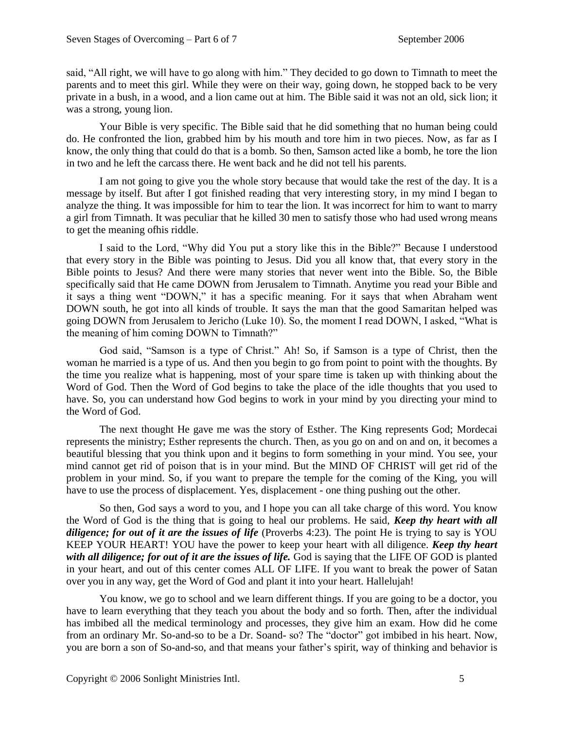said, “All right, we will have to go along with him.” They decided to go down to Timnath to meet the parents and to meet this girl. While they were on their way, going down, he stopped back to be very private in a bush, in a wood, and a lion came out at him. The Bible said it was not an old, sick lion; it was a strong, young lion.

Your Bible is very specific. The Bible said that he did something that no human being could do. He confronted the lion, grabbed him by his mouth and tore him in two pieces. Now, as far as I know, the only thing that could do that is a bomb. So then, Samson acted like a bomb, he tore the lion in two and he left the carcass there. He went back and he did not tell his parents.

I am not going to give you the whole story because that would take the rest of the day. It is a message by itself. But after I got finished reading that very interesting story, in my mind I began to analyze the thing. It was impossible for him to tear the lion. It was incorrect for him to want to marry a girl from Timnath. It was peculiar that he killed 30 men to satisfy those who had used wrong means to get the meaning ofhis riddle.

I said to the Lord, “Why did You put a story like this in the Bible?” Because I understood that every story in the Bible was pointing to Jesus. Did you all know that, that every story in the Bible points to Jesus? And there were many stories that never went into the Bible. So, the Bible specifically said that He came DOWN from Jerusalem to Timnath. Anytime you read your Bible and it says a thing went “DOWN,” it has a specific meaning. For it says that when Abraham went DOWN south, he got into all kinds of trouble. It says the man that the good Samaritan helped was going DOWN from Jerusalem to Jericho (Luke 10). So, the moment I read DOWN, I asked, “What is the meaning of him coming DOWN to Timnath?”

God said, “Samson is a type of Christ.” Ah! So, if Samson is a type of Christ, then the woman he married is a type of us. And then you begin to go from point to point with the thoughts. By the time you realize what is happening, most of your spare time is taken up with thinking about the Word of God. Then the Word of God begins to take the place of the idle thoughts that you used to have. So, you can understand how God begins to work in your mind by you directing your mind to the Word of God.

The next thought He gave me was the story of Esther. The King represents God; Mordecai represents the ministry; Esther represents the church. Then, as you go on and on and on, it becomes a beautiful blessing that you think upon and it begins to form something in your mind. You see, your mind cannot get rid of poison that is in your mind. But the MIND OF CHRIST will get rid of the problem in your mind. So, if you want to prepare the temple for the coming of the King, you will have to use the process of displacement. Yes, displacement - one thing pushing out the other.

So then, God says a word to you, and I hope you can all take charge of this word. You know the Word of God is the thing that is going to heal our problems. He said, ***Keep thy heart with all diligence; for out of it are the issues of life*** (Proverbs 4:23). The point He is trying to say is YOU KEEP YOUR HEART! YOU have the power to keep your heart with all diligence. ***Keep thy heart with all diligence; for out of it are the issues of life.*** God is saying that the LIFE OF GOD is planted in your heart, and out of this center comes ALL OF LIFE. If you want to break the power of Satan over you in any way, get the Word of God and plant it into your heart. Hallelujah!

You know, we go to school and we learn different things. If you are going to be a doctor, you have to learn everything that they teach you about the body and so forth. Then, after the individual has imbibed all the medical terminology and processes, they give him an exam. How did he come from an ordinary Mr. So-and-so to be a Dr. Soand- so? The “doctor” got imbibed in his heart. Now, you are born a son of So-and-so, and that means your father’s spirit, way of thinking and behavior is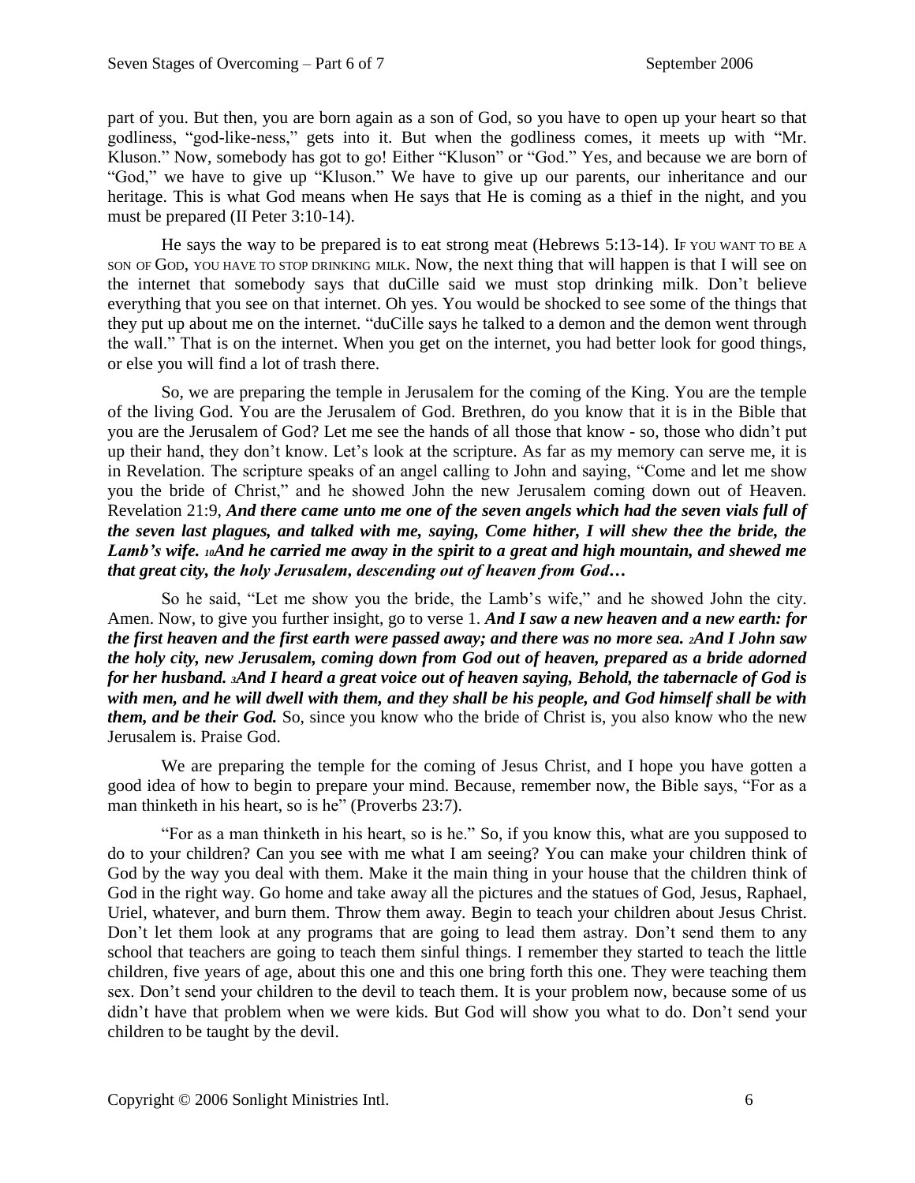part of you. But then, you are born again as a son of God, so you have to open up your heart so that godliness, "god-like-ness," gets into it. But when the godliness comes, it meets up with "Mr. Kluson." Now, somebody has got to go! Either "Kluson" or "God." Yes, and because we are born of "God," we have to give up "Kluson." We have to give up our parents, our inheritance and our heritage. This is what God means when He says that He is coming as a thief in the night, and you must be prepared (II Peter 3:10-14).

He says the way to be prepared is to eat strong meat (Hebrews 5:13-14). IF YOU WANT TO BE A SON OF GOD, YOU HAVE TO STOP DRINKING MILK. Now, the next thing that will happen is that I will see on the internet that somebody says that duCille said we must stop drinking milk. Don't believe everything that you see on that internet. Oh yes. You would be shocked to see some of the things that they put up about me on the internet. "duCille says he talked to a demon and the demon went through the wall." That is on the internet. When you get on the internet, you had better look for good things, or else you will find a lot of trash there.

So, we are preparing the temple in Jerusalem for the coming of the King. You are the temple of the living God. You are the Jerusalem of God. Brethren, do you know that it is in the Bible that you are the Jerusalem of God? Let me see the hands of all those that know - so, those who didn't put up their hand, they don't know. Let's look at the scripture. As far as my memory can serve me, it is in Revelation. The scripture speaks of an angel calling to John and saying, "Come and let me show you the bride of Christ," and he showed John the new Jerusalem coming down out of Heaven. Revelation 21:9, ***And there came unto me one of the seven angels which had the seven vials full of the seven last plagues, and talked with me, saying, Come hither, I will shew thee the bride, the Lamb's wife. 10And he carried me away in the spirit to a great and high mountain, and shewed me that great city, the holy Jerusalem, descending out of heaven from God…***

So he said, "Let me show you the bride, the Lamb's wife," and he showed John the city. Amen. Now, to give you further insight, go to verse 1. ***And I saw a new heaven and a new earth: for the first heaven and the first earth were passed away; and there was no more sea. 2And I John saw the holy city, new Jerusalem, coming down from God out of heaven, prepared as a bride adorned for her husband. 3And I heard a great voice out of heaven saying, Behold, the tabernacle of God is with men, and he will dwell with them, and they shall be his people, and God himself shall be with them, and be their God.*** So, since you know who the bride of Christ is, you also know who the new Jerusalem is. Praise God.

We are preparing the temple for the coming of Jesus Christ, and I hope you have gotten a good idea of how to begin to prepare your mind. Because, remember now, the Bible says, "For as a man thinketh in his heart, so is he" (Proverbs 23:7).

"For as a man thinketh in his heart, so is he." So, if you know this, what are you supposed to do to your children? Can you see with me what I am seeing? You can make your children think of God by the way you deal with them. Make it the main thing in your house that the children think of God in the right way. Go home and take away all the pictures and the statues of God, Jesus, Raphael, Uriel, whatever, and burn them. Throw them away. Begin to teach your children about Jesus Christ. Don't let them look at any programs that are going to lead them astray. Don't send them to any school that teachers are going to teach them sinful things. I remember they started to teach the little children, five years of age, about this one and this one bring forth this one. They were teaching them sex. Don't send your children to the devil to teach them. It is your problem now, because some of us didn't have that problem when we were kids. But God will show you what to do. Don't send your children to be taught by the devil.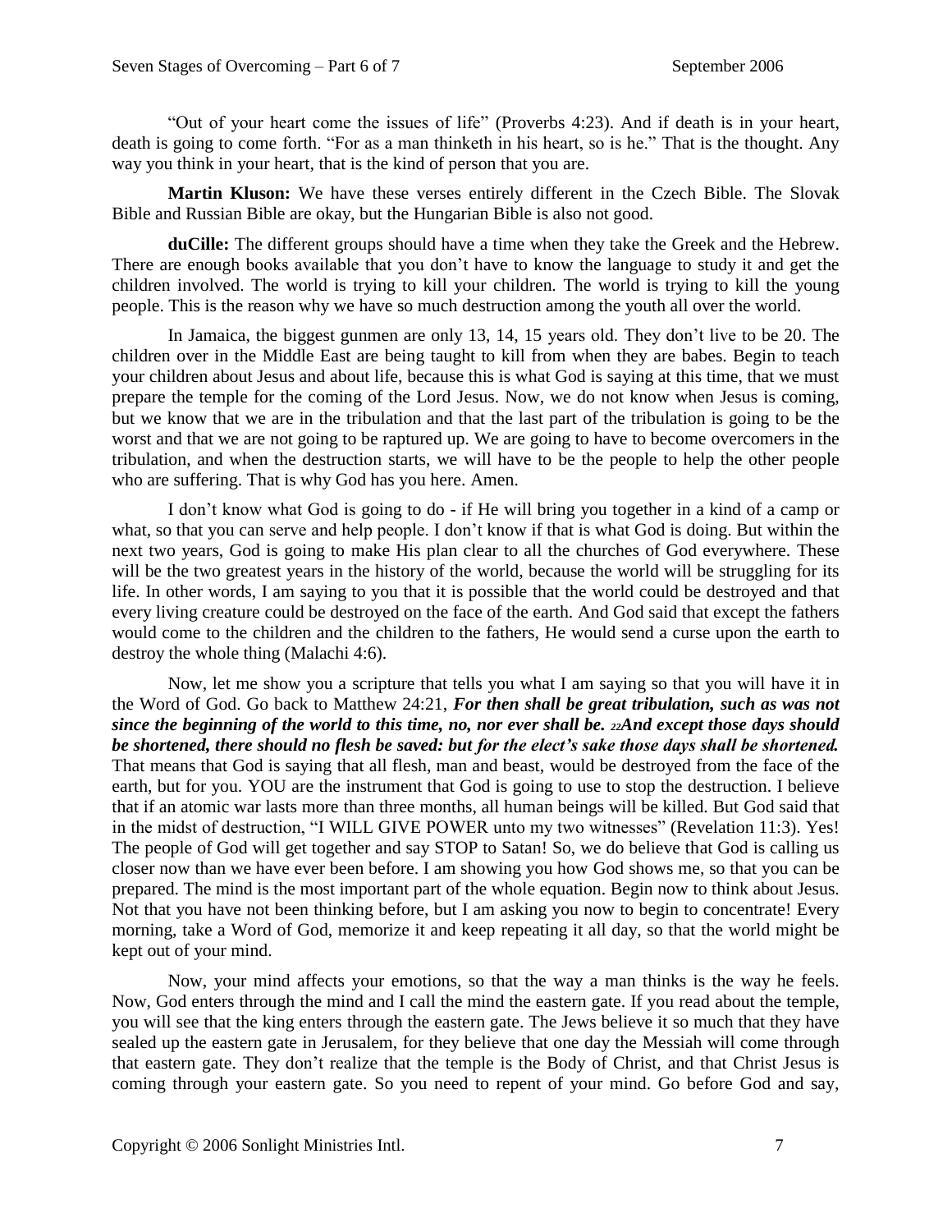"Out of your heart come the issues of life" (Proverbs 4:23). And if death is in your heart, death is going to come forth. "For as a man thinketh in his heart, so is he." That is the thought. Any way you think in your heart, that is the kind of person that you are.

**Martin Kluson:** We have these verses entirely different in the Czech Bible. The Slovak Bible and Russian Bible are okay, but the Hungarian Bible is also not good.

**duCille:** The different groups should have a time when they take the Greek and the Hebrew. There are enough books available that you don't have to know the language to study it and get the children involved. The world is trying to kill your children. The world is trying to kill the young people. This is the reason why we have so much destruction among the youth all over the world.

In Jamaica, the biggest gunmen are only 13, 14, 15 years old. They don't live to be 20. The children over in the Middle East are being taught to kill from when they are babes. Begin to teach your children about Jesus and about life, because this is what God is saying at this time, that we must prepare the temple for the coming of the Lord Jesus. Now, we do not know when Jesus is coming, but we know that we are in the tribulation and that the last part of the tribulation is going to be the worst and that we are not going to be raptured up. We are going to have to become overcomers in the tribulation, and when the destruction starts, we will have to be the people to help the other people who are suffering. That is why God has you here. Amen.

I don't know what God is going to do - if He will bring you together in a kind of a camp or what, so that you can serve and help people. I don't know if that is what God is doing. But within the next two years, God is going to make His plan clear to all the churches of God everywhere. These will be the two greatest years in the history of the world, because the world will be struggling for its life. In other words, I am saying to you that it is possible that the world could be destroyed and that every living creature could be destroyed on the face of the earth. And God said that except the fathers would come to the children and the children to the fathers, He would send a curse upon the earth to destroy the whole thing (Malachi 4:6).

Now, let me show you a scripture that tells you what I am saying so that you will have it in the Word of God. Go back to Matthew 24:21, ***For then shall be great tribulation, such as was not since the beginning of the world to this time, no, nor ever shall be. 22And except those days should be shortened, there should no flesh be saved: but for the elect's sake those days shall be shortened.*** That means that God is saying that all flesh, man and beast, would be destroyed from the face of the earth, but for you. YOU are the instrument that God is going to use to stop the destruction. I believe that if an atomic war lasts more than three months, all human beings will be killed. But God said that in the midst of destruction, "I WILL GIVE POWER unto my two witnesses" (Revelation 11:3). Yes! The people of God will get together and say STOP to Satan! So, we do believe that God is calling us closer now than we have ever been before. I am showing you how God shows me, so that you can be prepared. The mind is the most important part of the whole equation. Begin now to think about Jesus. Not that you have not been thinking before, but I am asking you now to begin to concentrate! Every morning, take a Word of God, memorize it and keep repeating it all day, so that the world might be kept out of your mind.

Now, your mind affects your emotions, so that the way a man thinks is the way he feels. Now, God enters through the mind and I call the mind the eastern gate. If you read about the temple, you will see that the king enters through the eastern gate. The Jews believe it so much that they have sealed up the eastern gate in Jerusalem, for they believe that one day the Messiah will come through that eastern gate. They don't realize that the temple is the Body of Christ, and that Christ Jesus is coming through your eastern gate. So you need to repent of your mind. Go before God and say,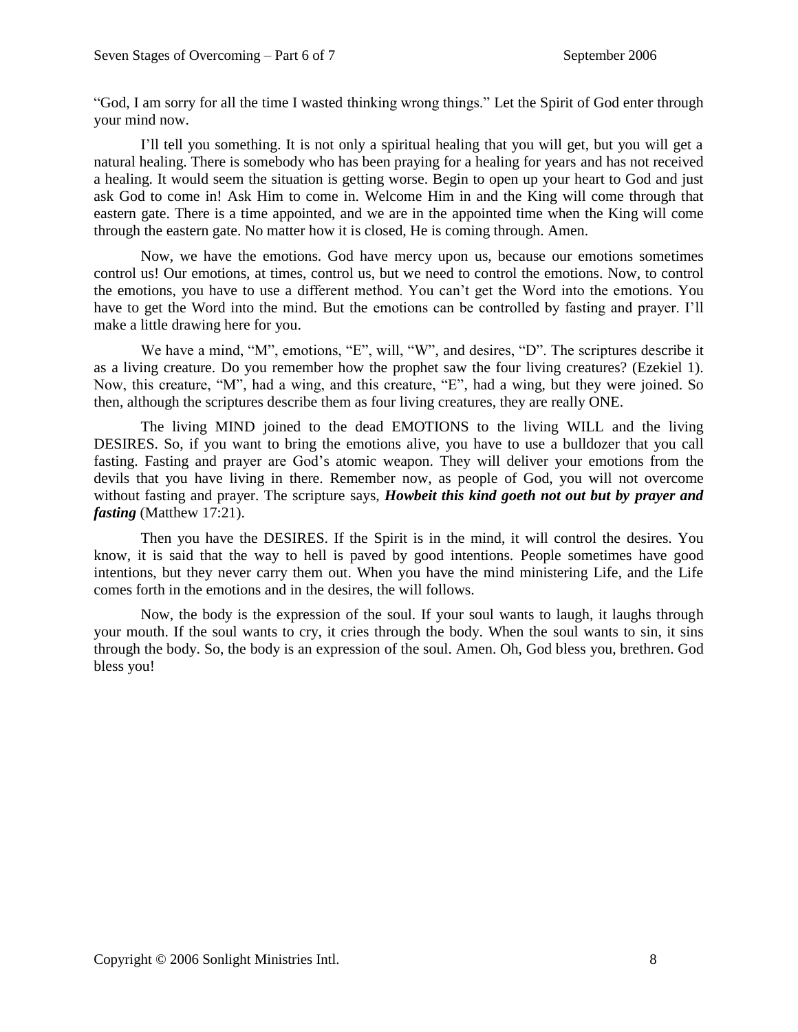"God, I am sorry for all the time I wasted thinking wrong things." Let the Spirit of God enter through your mind now.

I'll tell you something. It is not only a spiritual healing that you will get, but you will get a natural healing. There is somebody who has been praying for a healing for years and has not received a healing. It would seem the situation is getting worse. Begin to open up your heart to God and just ask God to come in! Ask Him to come in. Welcome Him in and the King will come through that eastern gate. There is a time appointed, and we are in the appointed time when the King will come through the eastern gate. No matter how it is closed, He is coming through. Amen.

Now, we have the emotions. God have mercy upon us, because our emotions sometimes control us! Our emotions, at times, control us, but we need to control the emotions. Now, to control the emotions, you have to use a different method. You can't get the Word into the emotions. You have to get the Word into the mind. But the emotions can be controlled by fasting and prayer. I'll make a little drawing here for you.

We have a mind, "M", emotions, "E", will, "W", and desires, "D". The scriptures describe it as a living creature. Do you remember how the prophet saw the four living creatures? (Ezekiel 1). Now, this creature, "M", had a wing, and this creature, "E", had a wing, but they were joined. So then, although the scriptures describe them as four living creatures, they are really ONE.

The living MIND joined to the dead EMOTIONS to the living WILL and the living DESIRES. So, if you want to bring the emotions alive, you have to use a bulldozer that you call fasting. Fasting and prayer are God's atomic weapon. They will deliver your emotions from the devils that you have living in there. Remember now, as people of God, you will not overcome without fasting and prayer. The scripture says, ***Howbeit this kind goeth not out but by prayer and fasting*** (Matthew 17:21).

Then you have the DESIRES. If the Spirit is in the mind, it will control the desires. You know, it is said that the way to hell is paved by good intentions. People sometimes have good intentions, but they never carry them out. When you have the mind ministering Life, and the Life comes forth in the emotions and in the desires, the will follows.

Now, the body is the expression of the soul. If your soul wants to laugh, it laughs through your mouth. If the soul wants to cry, it cries through the body. When the soul wants to sin, it sins through the body. So, the body is an expression of the soul. Amen. Oh, God bless you, brethren. God bless you!